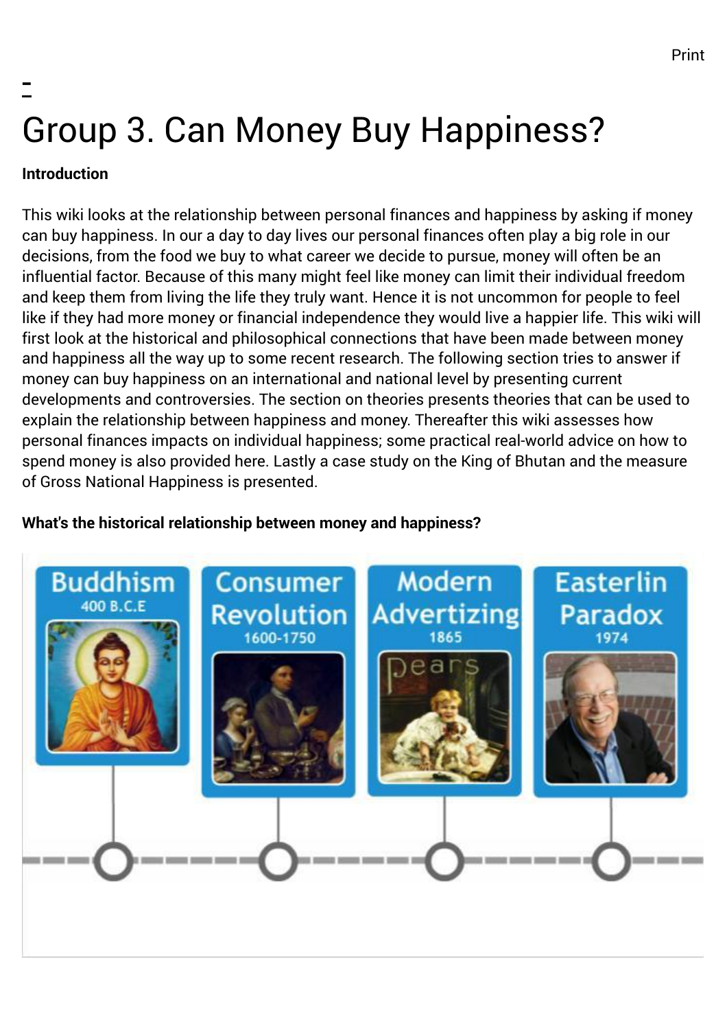# Group 3. Can Money Buy Happiness?

**Introduction**

This wiki looks at the relationship between personal finances and happiness by asking if money can buy happiness. In our a day to day lives our personal finances often play a big role in our decisions, from the food we buy to what career we decide to pursue, money will often be an influential factor. Because of this many might feel like money can limit their individual freedom and keep them from living the life they truly want. Hence it is not uncommon for people to feel like if they had more money or financial independence they would live a happier life. This wiki will first look at the historical and philosophical connections that have been made between money and happiness all the way up to some recent research. The following section tries to answer if money can buy happiness on an international and national level by presenting current developments and controversies. The section on theories presents theories that can be used to explain the relationship between happiness and money. Thereafter this wiki assesses how personal finances impacts on individual happiness; some practical real-world advice on how to spend money is also provided here. Lastly a case study on the King of Bhutan and the measure of Gross National Happiness is presented.

**What's the historical relationship between money and happiness?**

Buddhism 400 B.C.E

Consumer Revolution 1600-1750

Modern Advertizing 1865

Easterlin Paradox 1974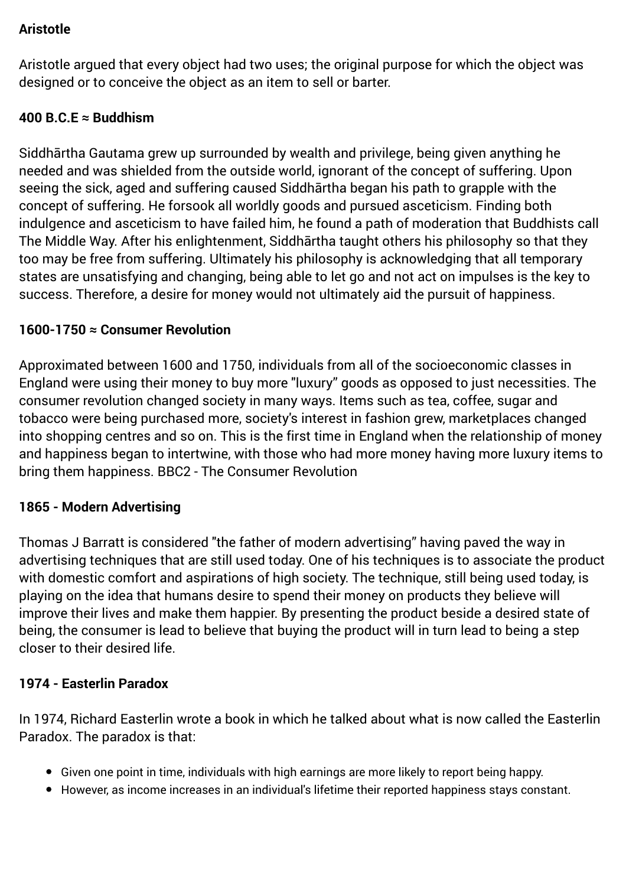**Aristotle**

Aristotle argued that every object had two uses; the original purpose for which the object was designed or to conceive the object as an item to sell or barter.

**400 B.C.E ≈ Buddhism**

Siddhārtha Gautama grew up surrounded by wealth and privilege, being given anything he needed and was shielded from the outside world, ignorant of the concept of suffering. Upon seeing the sick, aged and suffering caused Siddhārtha began his path to grapple with the concept of suffering. He forsook all worldly goods and pursued asceticism. Finding both indulgence and asceticism to have failed him, he found a path of moderation that Buddhists call The Middle Way. After his enlightenment, Siddhārtha taught others his philosophy so that they too may be free from suffering. Ultimately his philosophy is acknowledging that all temporary states are unsatisfying and changing, being able to let go and not act on impulses is the key to success. Therefore, a desire for money would not ultimately aid the pursuit of happiness.

**1600-1750 ≈ Consumer Revolution**

Approximated between 1600 and 1750, individuals from all of the socioeconomic classes in England were using their money to buy more "luxury" goods as opposed to just necessities. The consumer revolution changed society in many ways. Items such as tea, coffee, sugar and tobacco were being purchased more, society's interest in fashion grew, marketplaces changed into shopping centres and so on. This is the first time in England when the relationship of money and happiness began to intertwine, with those who had more money having more luxury items to bring them happiness. BBC2 - The Consumer Revolution

**1865 - Modern Advertising**

Thomas J Barratt is considered "the father of modern advertising" having paved the way in advertising techniques that are still used today. One of his techniques is to associate the product with domestic comfort and aspirations of high society. The technique, still being used today, is playing on the idea that humans desire to spend their money on products they believe will improve their lives and make them happier. By presenting the product beside a desired state of being, the consumer is lead to believe that buying the product will in turn lead to being a step closer to their desired life.

**1974 - Easterlin Paradox**

In 1974, Richard Easterlin wrote a book in which he talked about what is now called the Easterlin Paradox. The paradox is that:

- Given one point in time, individuals with high earnings are more likely to report being happy.
- However, as income increases in an individual's lifetime their reported happiness stays constant.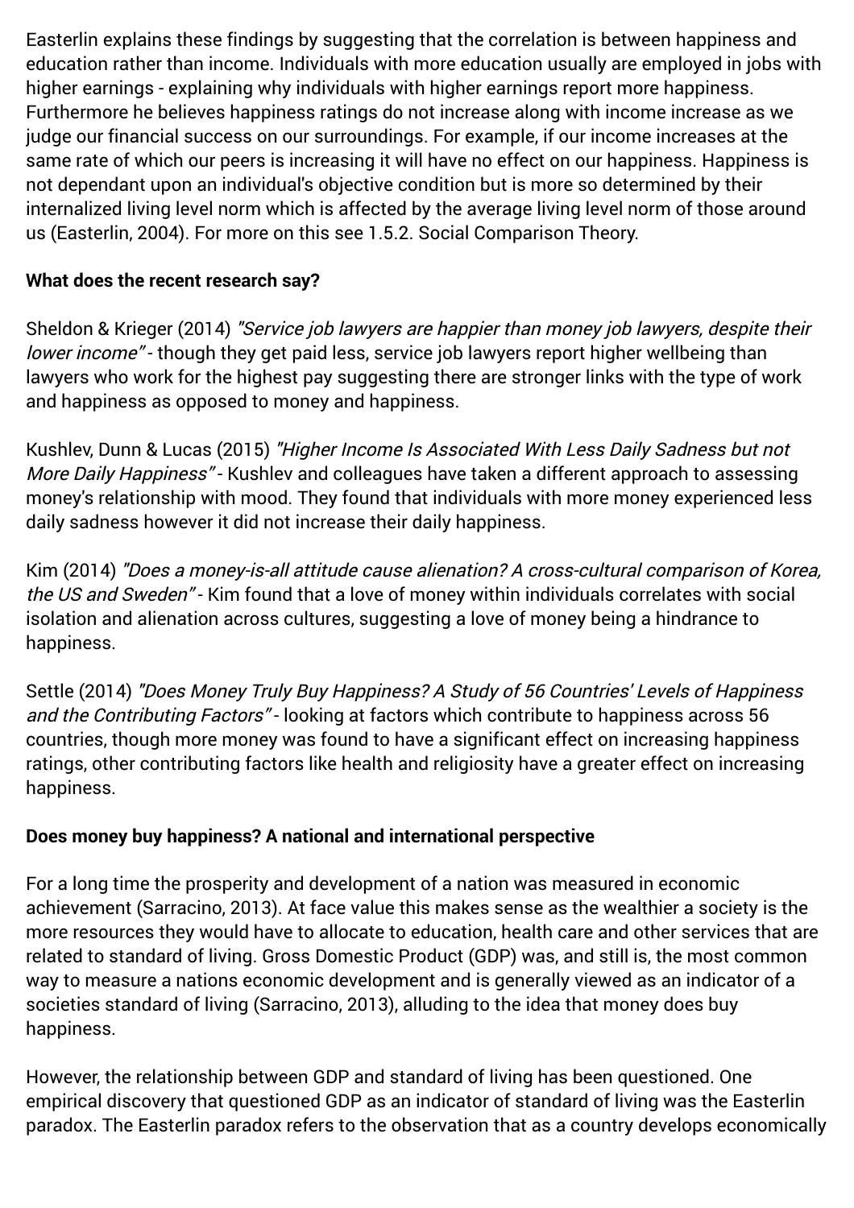Easterlin explains these findings by suggesting that the correlation is between happiness and education rather than income. Individuals with more education usually are employed in jobs with higher earnings - explaining why individuals with higher earnings report more happiness. Furthermore he believes happiness ratings do not increase along with income increase as we judge our financial success on our surroundings. For example, if our income increases at the same rate of which our peers is increasing it will have no effect on our happiness. Happiness is not dependant upon an individual's objective condition but is more so determined by their internalized living level norm which is affected by the average living level norm of those around us (Easterlin, 2004). For more on this see 1.5.2. Social Comparison Theory.

**What does the recent research say?**

Sheldon & Krieger (2014) *"Service job lawyers are happier than money job lawyers, despite their lower income"* - though they get paid less, service job lawyers report higher wellbeing than lawyers who work for the highest pay suggesting there are stronger links with the type of work and happiness as opposed to money and happiness.

Kushlev, Dunn & Lucas (2015) *"Higher Income Is Associated With Less Daily Sadness but not More Daily Happiness"* - Kushlev and colleagues have taken a different approach to assessing money's relationship with mood. They found that individuals with more money experienced less daily sadness however it did not increase their daily happiness.

Kim (2014) *"Does a money-is-all attitude cause alienation? A cross-cultural comparison of Korea, the US and Sweden"* - Kim found that a love of money within individuals correlates with social isolation and alienation across cultures, suggesting a love of money being a hindrance to happiness.

Settle (2014) *"Does Money Truly Buy Happiness? A Study of 56 Countries' Levels of Happiness and the Contributing Factors"* - looking at factors which contribute to happiness across 56 countries, though more money was found to have a significant effect on increasing happiness ratings, other contributing factors like health and religiosity have a greater effect on increasing happiness.

**Does money buy happiness? A national and international perspective**

For a long time the prosperity and development of a nation was measured in economic achievement (Sarracino, 2013). At face value this makes sense as the wealthier a society is the more resources they would have to allocate to education, health care and other services that are related to standard of living. Gross Domestic Product (GDP) was, and still is, the most common way to measure a nations economic development and is generally viewed as an indicator of a societies standard of living (Sarracino, 2013), alluding to the idea that money does buy happiness.

However, the relationship between GDP and standard of living has been questioned. One empirical discovery that questioned GDP as an indicator of standard of living was the Easterlin paradox. The Easterlin paradox refers to the observation that as a country develops economically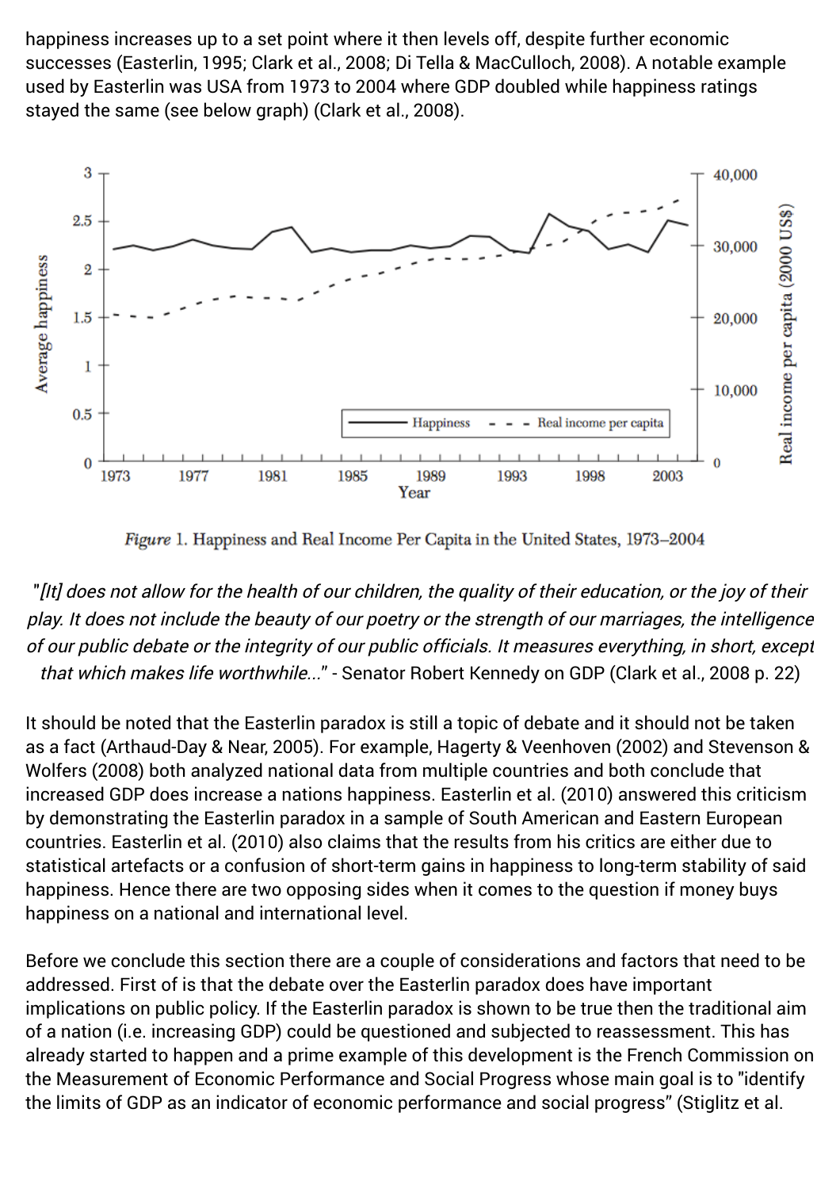happiness increases up to a set point where it then levels off, despite further economic successes (Easterlin, 1995; Clark et al., 2008; Di Tella & MacCulloch, 2008). A notable example used by Easterlin was USA from 1973 to 2004 where GDP doubled while happiness ratings stayed the same (see below graph) (Clark et al., 2008).

*Figure* 1. Happiness and Real Income Per Capita in the United States, 1973–2004

*"[It] does not allow for the health of our children, the quality of their education, or the joy of their play. It does not include the beauty of our poetry or the strength of our marriages, the intelligence of our public debate or the integrity of our public officials. It measures everything, in short, except that which makes life worthwhile..."* - Senator Robert Kennedy on GDP (Clark et al., 2008 p. 22)

It should be noted that the Easterlin paradox is still a topic of debate and it should not be taken as a fact (Arthaud-Day & Near, 2005). For example, Hagerty & Veenhoven (2002) and Stevenson & Wolfers (2008) both analyzed national data from multiple countries and both conclude that increased GDP does increase a nations happiness. Easterlin et al. (2010) answered this criticism by demonstrating the Easterlin paradox in a sample of South American and Eastern European countries. Easterlin et al. (2010) also claims that the results from his critics are either due to statistical artefacts or a confusion of short-term gains in happiness to long-term stability of said happiness. Hence there are two opposing sides when it comes to the question if money buys happiness on a national and international level.

Before we conclude this section there are a couple of considerations and factors that need to be addressed. First of is that the debate over the Easterlin paradox does have important implications on public policy. If the Easterlin paradox is shown to be true then the traditional aim of a nation (i.e. increasing GDP) could be questioned and subjected to reassessment. This has already started to happen and a prime example of this development is the French Commission on the Measurement of Economic Performance and Social Progress whose main goal is to "identify the limits of GDP as an indicator of economic performance and social progress" (Stiglitz et al.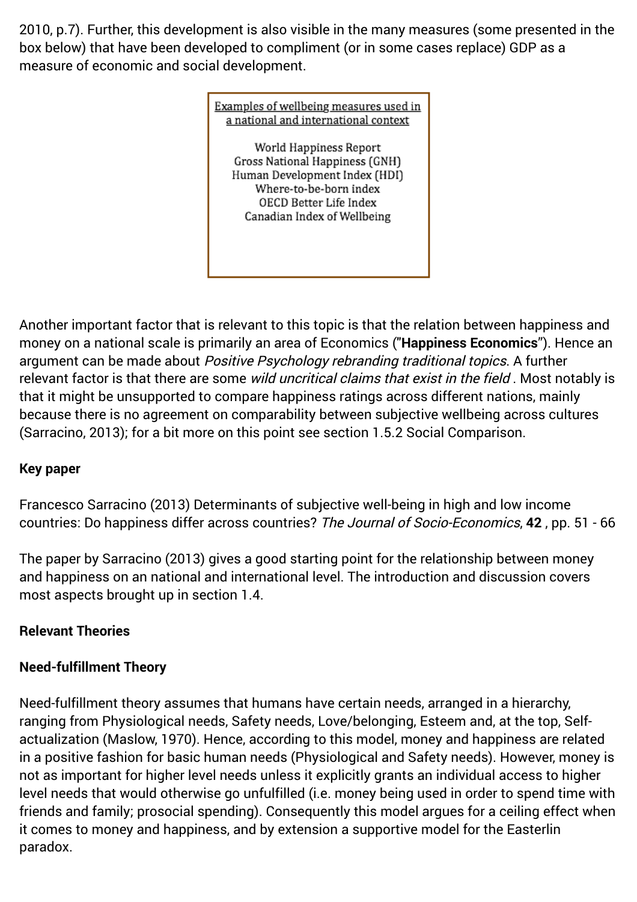2010, p.7). Further, this development is also visible in the many measures (some presented in the box below) that have been developed to compliment (or in some cases replace) GDP as a measure of economic and social development.

> Examples of wellbeing measures used in a national and international context
>
> World Happiness Report
> Gross National Happiness (GNH)
> Human Development Index (HDI)
> Where-to-be-born index
> OECD Better Life Index
> Canadian Index of Wellbeing

Another important factor that is relevant to this topic is that the relation between happiness and money on a national scale is primarily an area of Economics ("**Happiness Economics**"). Hence an argument can be made about *Positive Psychology rebranding traditional topics*. A further relevant factor is that there are some *wild uncritical claims that exist in the field*. Most notably is that it might be unsupported to compare happiness ratings across different nations, mainly because there is no agreement on comparability between subjective wellbeing across cultures (Sarracino, 2013); for a bit more on this point see section 1.5.2 Social Comparison.

**Key paper**

Francesco Sarracino (2013) Determinants of subjective well-being in high and low income countries: Do happiness differ across countries? *The Journal of Socio-Economics*, **42** , pp. 51 - 66

The paper by Sarracino (2013) gives a good starting point for the relationship between money and happiness on an national and international level. The introduction and discussion covers most aspects brought up in section 1.4.

**Relevant Theories**

**Need-fulfillment Theory**

Need-fulfillment theory assumes that humans have certain needs, arranged in a hierarchy, ranging from Physiological needs, Safety needs, Love/belonging, Esteem and, at the top, Self-actualization (Maslow, 1970). Hence, according to this model, money and happiness are related in a positive fashion for basic human needs (Physiological and Safety needs). However, money is not as important for higher level needs unless it explicitly grants an individual access to higher level needs that would otherwise go unfulfilled (i.e. money being used in order to spend time with friends and family; prosocial spending). Consequently this model argues for a ceiling effect when it comes to money and happiness, and by extension a supportive model for the Easterlin paradox.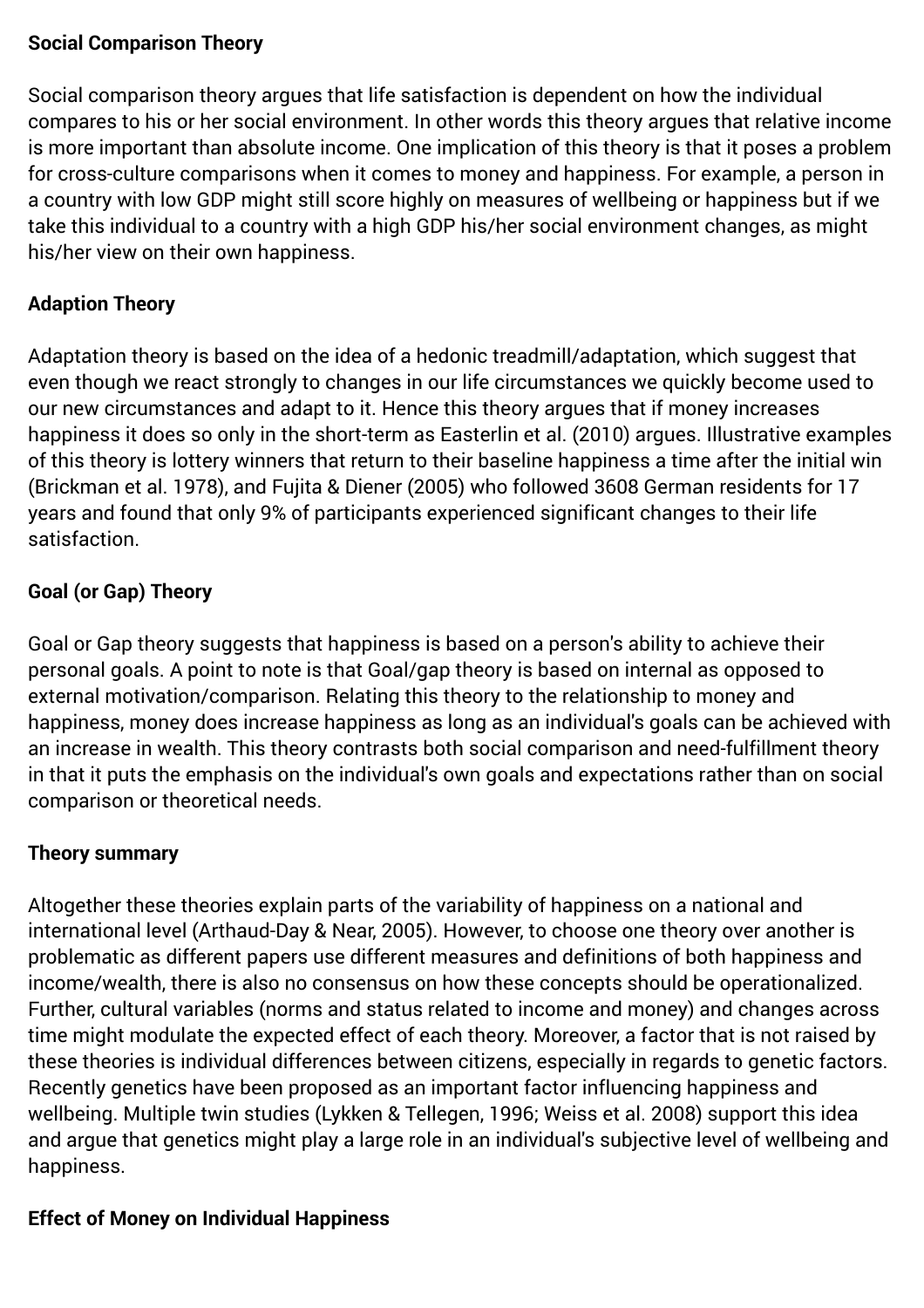**Social Comparison Theory**

Social comparison theory argues that life satisfaction is dependent on how the individual compares to his or her social environment. In other words this theory argues that relative income is more important than absolute income. One implication of this theory is that it poses a problem for cross-culture comparisons when it comes to money and happiness. For example, a person in a country with low GDP might still score highly on measures of wellbeing or happiness but if we take this individual to a country with a high GDP his/her social environment changes, as might his/her view on their own happiness.

**Adaption Theory**

Adaptation theory is based on the idea of a hedonic treadmill/adaptation, which suggest that even though we react strongly to changes in our life circumstances we quickly become used to our new circumstances and adapt to it. Hence this theory argues that if money increases happiness it does so only in the short-term as Easterlin et al. (2010) argues. Illustrative examples of this theory is lottery winners that return to their baseline happiness a time after the initial win (Brickman et al. 1978), and Fujita & Diener (2005) who followed 3608 German residents for 17 years and found that only 9% of participants experienced significant changes to their life satisfaction.

**Goal (or Gap) Theory**

Goal or Gap theory suggests that happiness is based on a person's ability to achieve their personal goals. A point to note is that Goal/gap theory is based on internal as opposed to external motivation/comparison. Relating this theory to the relationship to money and happiness, money does increase happiness as long as an individual's goals can be achieved with an increase in wealth. This theory contrasts both social comparison and need-fulfillment theory in that it puts the emphasis on the individual's own goals and expectations rather than on social comparison or theoretical needs.

**Theory summary**

Altogether these theories explain parts of the variability of happiness on a national and international level (Arthaud-Day & Near, 2005). However, to choose one theory over another is problematic as different papers use different measures and definitions of both happiness and income/wealth, there is also no consensus on how these concepts should be operationalized. Further, cultural variables (norms and status related to income and money) and changes across time might modulate the expected effect of each theory. Moreover, a factor that is not raised by these theories is individual differences between citizens, especially in regards to genetic factors. Recently genetics have been proposed as an important factor influencing happiness and wellbeing. Multiple twin studies (Lykken & Tellegen, 1996; Weiss et al. 2008) support this idea and argue that genetics might play a large role in an individual's subjective level of wellbeing and happiness.

**Effect of Money on Individual Happiness**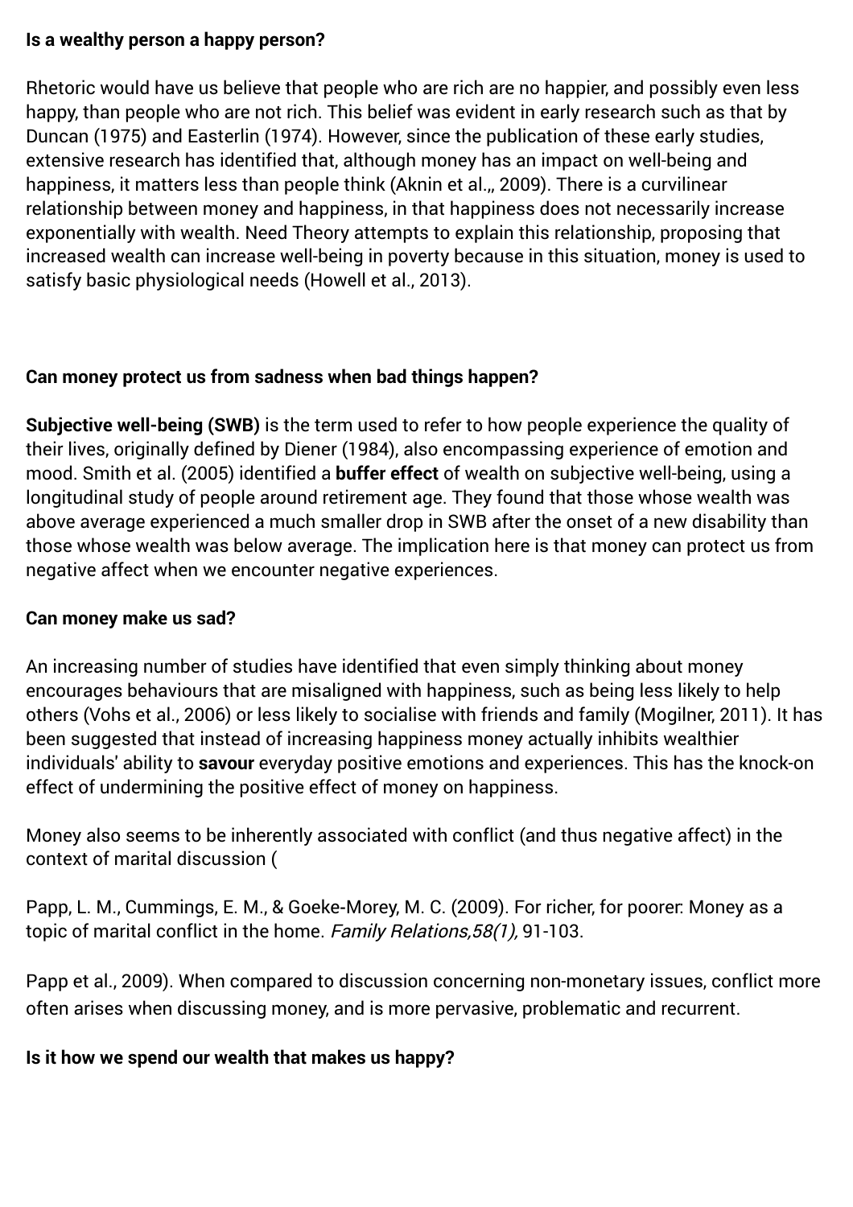**Is a wealthy person a happy person?**

Rhetoric would have us believe that people who are rich are no happier, and possibly even less happy, than people who are not rich. This belief was evident in early research such as that by Duncan (1975) and Easterlin (1974). However, since the publication of these early studies, extensive research has identified that, although money has an impact on well-being and happiness, it matters less than people think (Aknin et al.,, 2009). There is a curvilinear relationship between money and happiness, in that happiness does not necessarily increase exponentially with wealth. Need Theory attempts to explain this relationship, proposing that increased wealth can increase well-being in poverty because in this situation, money is used to satisfy basic physiological needs (Howell et al., 2013).

**Can money protect us from sadness when bad things happen?**

**Subjective well-being (SWB)** is the term used to refer to how people experience the quality of their lives, originally defined by Diener (1984), also encompassing experience of emotion and mood. Smith et al. (2005) identified a **buffer effect** of wealth on subjective well-being, using a longitudinal study of people around retirement age. They found that those whose wealth was above average experienced a much smaller drop in SWB after the onset of a new disability than those whose wealth was below average. The implication here is that money can protect us from negative affect when we encounter negative experiences.

**Can money make us sad?**

An increasing number of studies have identified that even simply thinking about money encourages behaviours that are misaligned with happiness, such as being less likely to help others (Vohs et al., 2006) or less likely to socialise with friends and family (Mogilner, 2011). It has been suggested that instead of increasing happiness money actually inhibits wealthier individuals' ability to **savour** everyday positive emotions and experiences. This has the knock-on effect of undermining the positive effect of money on happiness.

Money also seems to be inherently associated with conflict (and thus negative affect) in the context of marital discussion (

Papp, L. M., Cummings, E. M., & Goeke-Morey, M. C. (2009). For richer, for poorer: Money as a topic of marital conflict in the home. *Family Relations,58(1),* 91-103.

Papp et al., 2009). When compared to discussion concerning non-monetary issues, conflict more often arises when discussing money, and is more pervasive, problematic and recurrent.

**Is it how we spend our wealth that makes us happy?**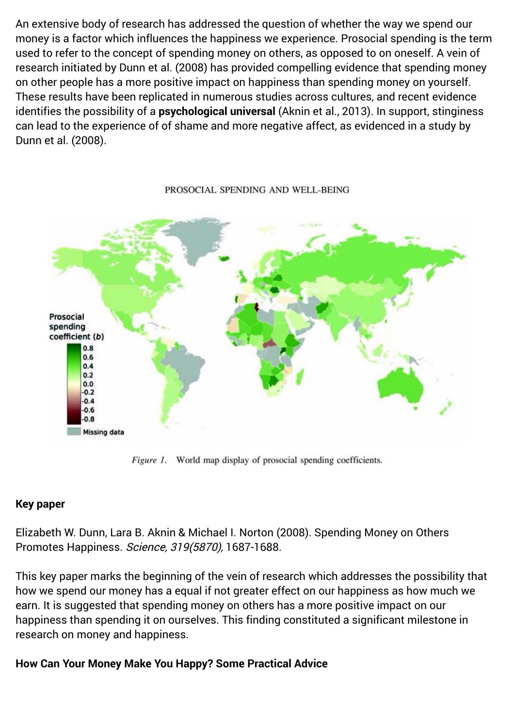An extensive body of research has addressed the question of whether the way we spend our money is a factor which influences the happiness we experience. Prosocial spending is the term used to refer to the concept of spending money on others, as opposed to on oneself. A vein of research initiated by Dunn et al. (2008) has provided compelling evidence that spending money on other people has a more positive impact on happiness than spending money on yourself. These results have been replicated in numerous studies across cultures, and recent evidence identifies the possibility of a **psychological universal** (Aknin et al., 2013). In support, stinginess can lead to the experience of of shame and more negative affect, as evidenced in a study by Dunn et al. (2008).

PROSOCIAL SPENDING AND WELL-BEING

*Figure 1.* World map display of prosocial spending coefficients.

**Key paper**

Elizabeth W. Dunn, Lara B. Aknin & Michael I. Norton (2008). Spending Money on Others Promotes Happiness. *Science, 319(5870),* 1687-1688.

This key paper marks the beginning of the vein of research which addresses the possibility that how we spend our money has a equal if not greater effect on our happiness as how much we earn. It is suggested that spending money on others has a more positive impact on our happiness than spending it on ourselves. This finding constituted a significant milestone in research on money and happiness.

**How Can Your Money Make You Happy? Some Practical Advice**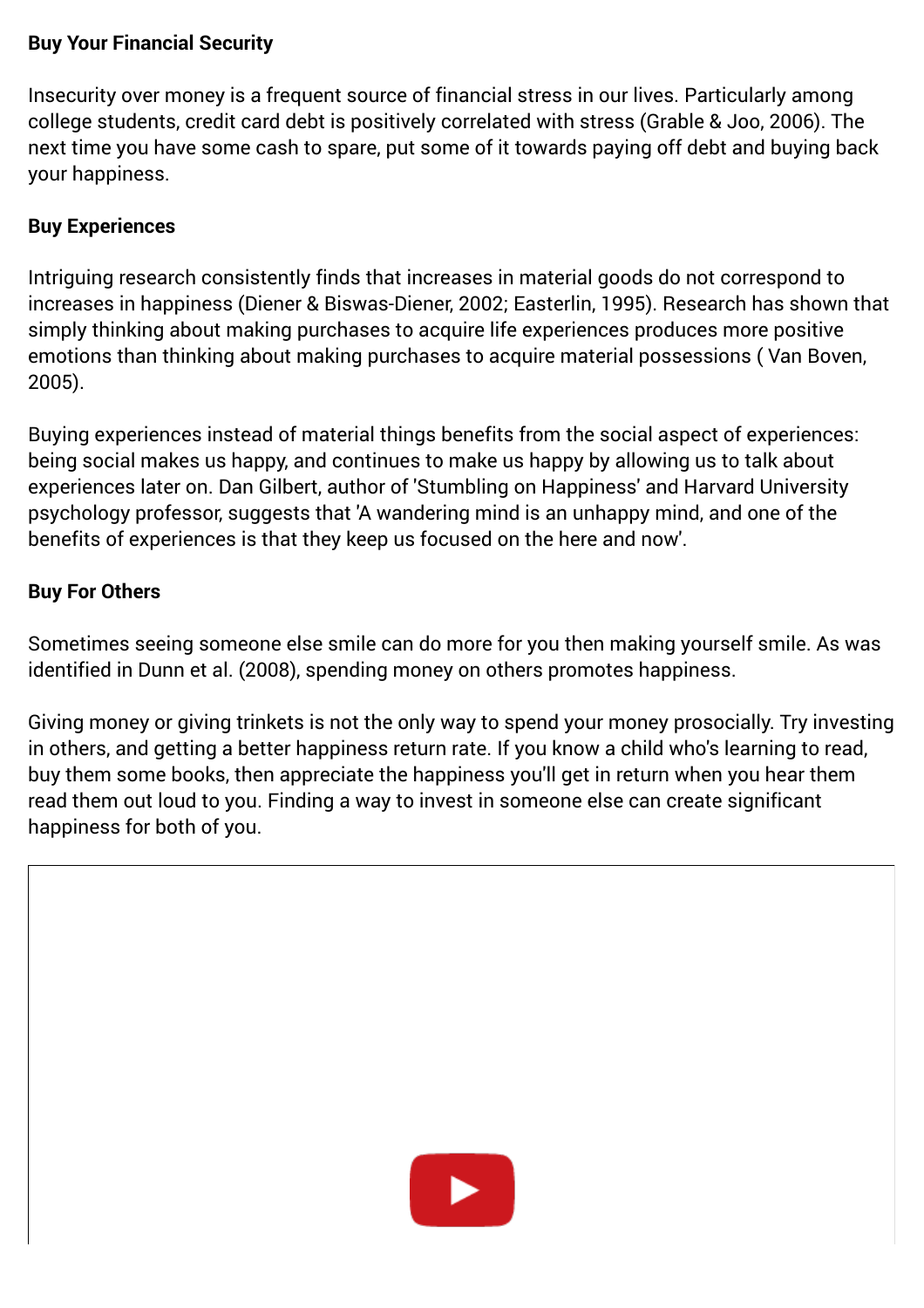**Buy Your Financial Security**

Insecurity over money is a frequent source of financial stress in our lives. Particularly among college students, credit card debt is positively correlated with stress (Grable & Joo, 2006). The next time you have some cash to spare, put some of it towards paying off debt and buying back your happiness.

**Buy Experiences**

Intriguing research consistently finds that increases in material goods do not correspond to increases in happiness (Diener & Biswas-Diener, 2002; Easterlin, 1995). Research has shown that simply thinking about making purchases to acquire life experiences produces more positive emotions than thinking about making purchases to acquire material possessions ( Van Boven, 2005).

Buying experiences instead of material things benefits from the social aspect of experiences: being social makes us happy, and continues to make us happy by allowing us to talk about experiences later on. Dan Gilbert, author of 'Stumbling on Happiness' and Harvard University psychology professor, suggests that 'A wandering mind is an unhappy mind, and one of the benefits of experiences is that they keep us focused on the here and now'.

**Buy For Others**

Sometimes seeing someone else smile can do more for you then making yourself smile. As was identified in Dunn et al. (2008), spending money on others promotes happiness.

Giving money or giving trinkets is not the only way to spend your money prosocially. Try investing in others, and getting a better happiness return rate. If you know a child who's learning to read, buy them some books, then appreciate the happiness you'll get in return when you hear them read them out loud to you. Finding a way to invest in someone else can create significant happiness for both of you.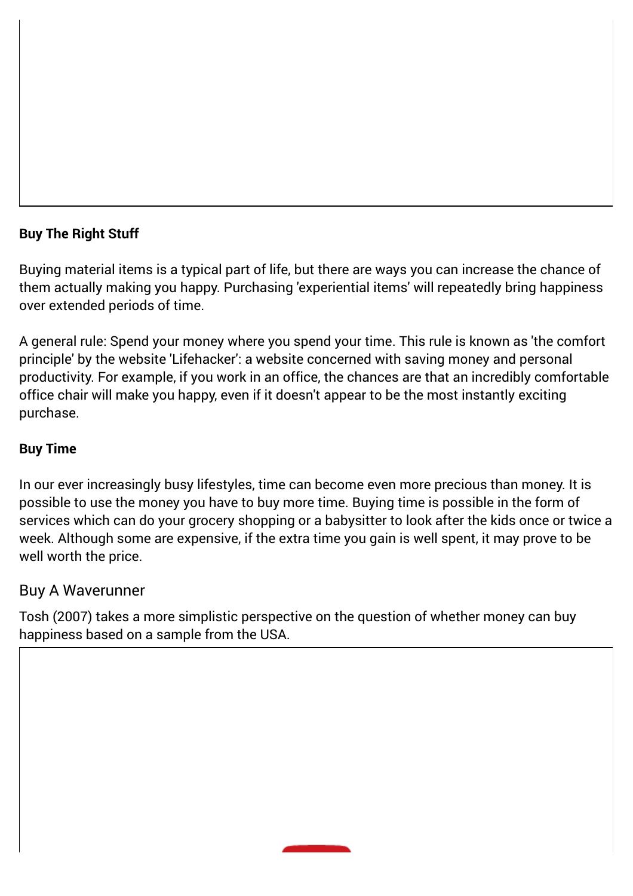**Buy The Right Stuff**

Buying material items is a typical part of life, but there are ways you can increase the chance of them actually making you happy. Purchasing 'experiential items' will repeatedly bring happiness over extended periods of time.

A general rule: Spend your money where you spend your time. This rule is known as 'the comfort principle' by the website 'Lifehacker': a website concerned with saving money and personal productivity. For example, if you work in an office, the chances are that an incredibly comfortable office chair will make you happy, even if it doesn't appear to be the most instantly exciting purchase.

**Buy Time**

In our ever increasingly busy lifestyles, time can become even more precious than money. It is possible to use the money you have to buy more time. Buying time is possible in the form of services which can do your grocery shopping or a babysitter to look after the kids once or twice a week. Although some are expensive, if the extra time you gain is well spent, it may prove to be well worth the price.

### Buy A Waverunner

Tosh (2007) takes a more simplistic perspective on the question of whether money can buy happiness based on a sample from the USA.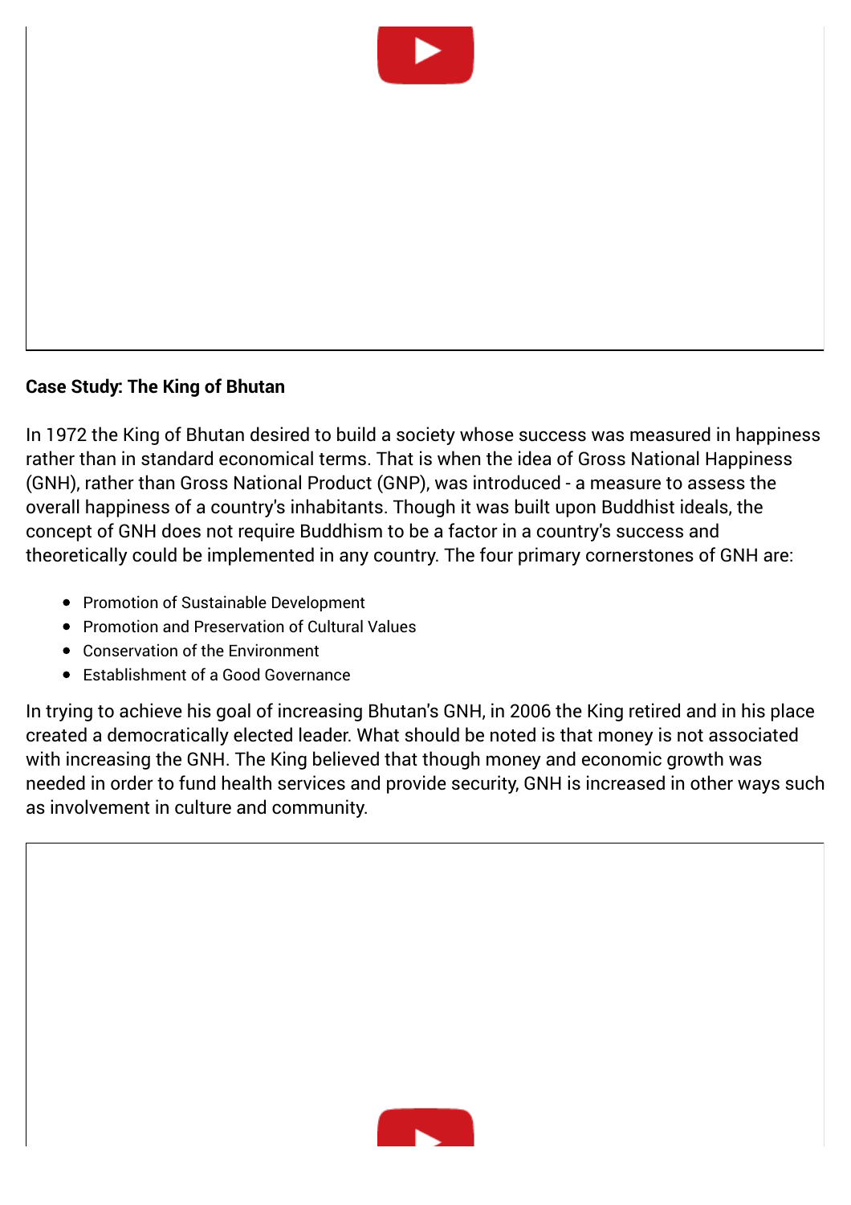**Case Study: The King of Bhutan**

In 1972 the King of Bhutan desired to build a society whose success was measured in happiness rather than in standard economical terms. That is when the idea of Gross National Happiness (GNH), rather than Gross National Product (GNP), was introduced - a measure to assess the overall happiness of a country's inhabitants. Though it was built upon Buddhist ideals, the concept of GNH does not require Buddhism to be a factor in a country's success and theoretically could be implemented in any country. The four primary cornerstones of GNH are:

- Promotion of Sustainable Development
- Promotion and Preservation of Cultural Values
- Conservation of the Environment
- Establishment of a Good Governance

In trying to achieve his goal of increasing Bhutan's GNH, in 2006 the King retired and in his place created a democratically elected leader. What should be noted is that money is not associated with increasing the GNH. The King believed that though money and economic growth was needed in order to fund health services and provide security, GNH is increased in other ways such as involvement in culture and community.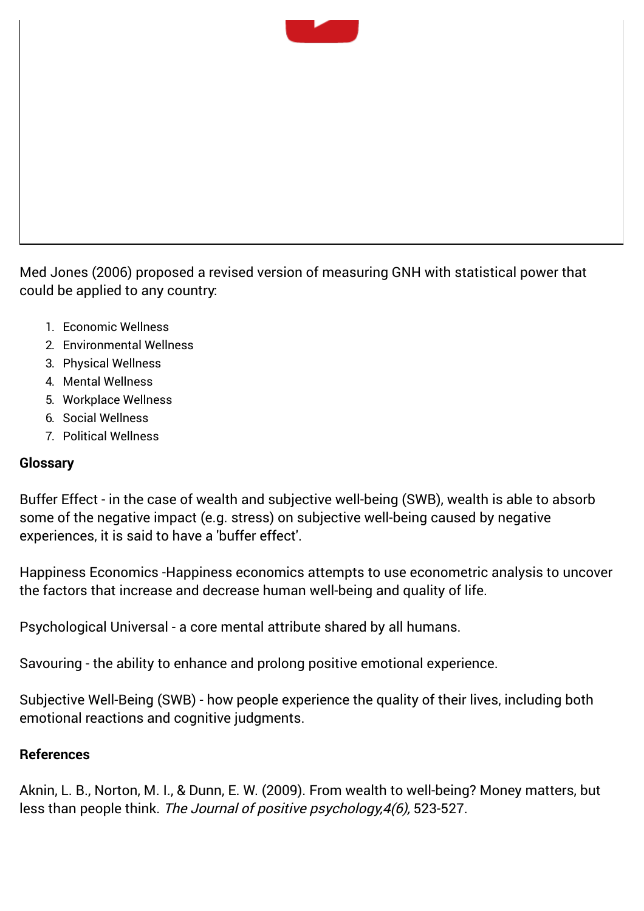Med Jones (2006) proposed a revised version of measuring GNH with statistical power that could be applied to any country:

1. Economic Wellness
2. Environmental Wellness
3. Physical Wellness
4. Mental Wellness
5. Workplace Wellness
6. Social Wellness
7. Political Wellness

**Glossary**

Buffer Effect - in the case of wealth and subjective well-being (SWB), wealth is able to absorb some of the negative impact (e.g. stress) on subjective well-being caused by negative experiences, it is said to have a 'buffer effect'.

Happiness Economics -Happiness economics attempts to use econometric analysis to uncover the factors that increase and decrease human well-being and quality of life.

Psychological Universal - a core mental attribute shared by all humans.

Savouring - the ability to enhance and prolong positive emotional experience.

Subjective Well-Being (SWB) - how people experience the quality of their lives, including both emotional reactions and cognitive judgments.

**References**

Aknin, L. B., Norton, M. I., & Dunn, E. W. (2009). From wealth to well-being? Money matters, but less than people think. *The Journal of positive psychology,4(6),* 523-527.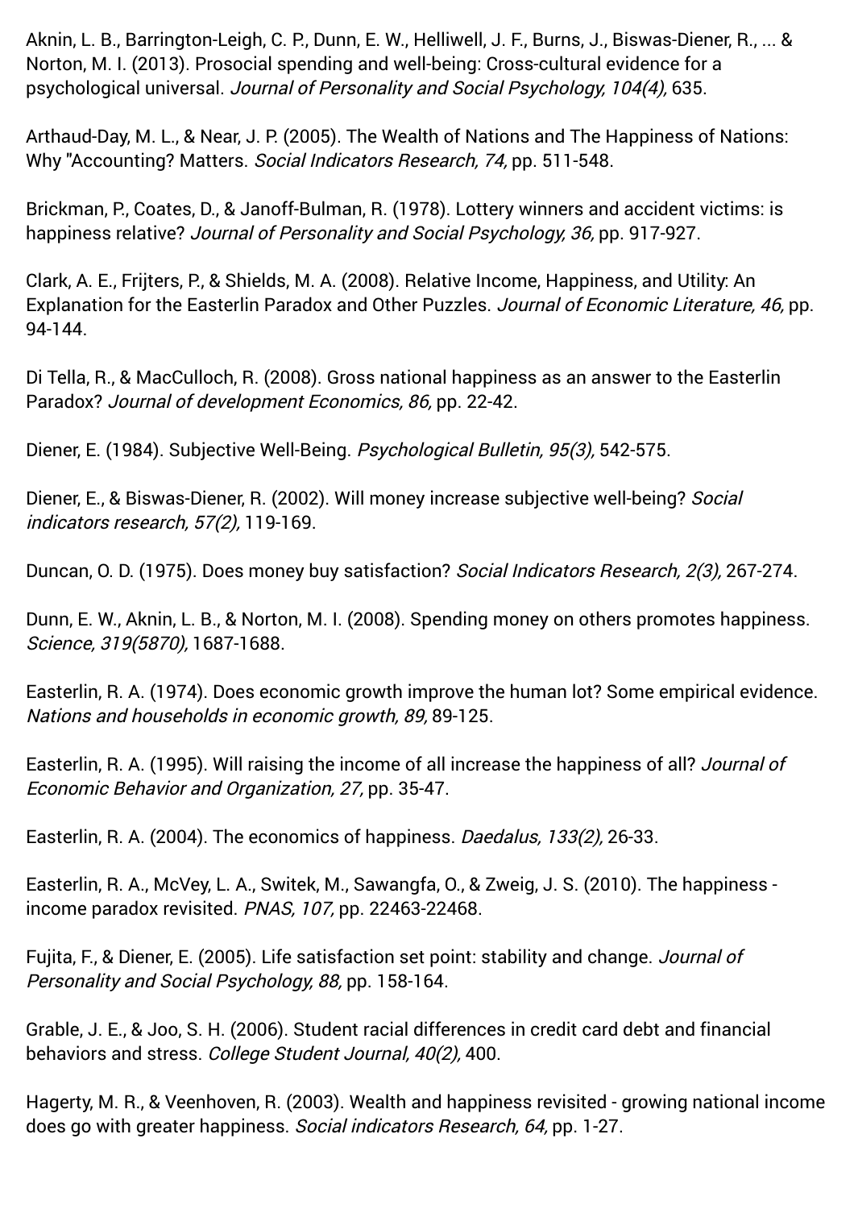Aknin, L. B., Barrington-Leigh, C. P., Dunn, E. W., Helliwell, J. F., Burns, J., Biswas-Diener, R., ... & Norton, M. I. (2013). Prosocial spending and well-being: Cross-cultural evidence for a psychological universal. *Journal of Personality and Social Psychology, 104(4),* 635.

Arthaud-Day, M. L., & Near, J. P. (2005). The Wealth of Nations and The Happiness of Nations: Why "Accounting? Matters. *Social Indicators Research, 74,* pp. 511-548.

Brickman, P., Coates, D., & Janoff-Bulman, R. (1978). Lottery winners and accident victims: is happiness relative? *Journal of Personality and Social Psychology, 36,* pp. 917-927.

Clark, A. E., Frijters, P., & Shields, M. A. (2008). Relative Income, Happiness, and Utility: An Explanation for the Easterlin Paradox and Other Puzzles. *Journal of Economic Literature, 46,* pp. 94-144.

Di Tella, R., & MacCulloch, R. (2008). Gross national happiness as an answer to the Easterlin Paradox? *Journal of development Economics, 86,* pp. 22-42.

Diener, E. (1984). Subjective Well-Being. *Psychological Bulletin, 95(3),* 542-575.

Diener, E., & Biswas-Diener, R. (2002). Will money increase subjective well-being? *Social indicators research, 57(2),* 119-169.

Duncan, O. D. (1975). Does money buy satisfaction? *Social Indicators Research, 2(3),* 267-274.

Dunn, E. W., Aknin, L. B., & Norton, M. I. (2008). Spending money on others promotes happiness. *Science, 319(5870),* 1687-1688.

Easterlin, R. A. (1974). Does economic growth improve the human lot? Some empirical evidence. *Nations and households in economic growth, 89,* 89-125.

Easterlin, R. A. (1995). Will raising the income of all increase the happiness of all? *Journal of Economic Behavior and Organization, 27,* pp. 35-47.

Easterlin, R. A. (2004). The economics of happiness. *Daedalus, 133(2),* 26-33.

Easterlin, R. A., McVey, L. A., Switek, M., Sawangfa, O., & Zweig, J. S. (2010). The happiness - income paradox revisited. *PNAS, 107,* pp. 22463-22468.

Fujita, F., & Diener, E. (2005). Life satisfaction set point: stability and change. *Journal of Personality and Social Psychology, 88,* pp. 158-164.

Grable, J. E., & Joo, S. H. (2006). Student racial differences in credit card debt and financial behaviors and stress. *College Student Journal, 40(2),* 400.

Hagerty, M. R., & Veenhoven, R. (2003). Wealth and happiness revisited - growing national income does go with greater happiness. *Social indicators Research, 64,* pp. 1-27.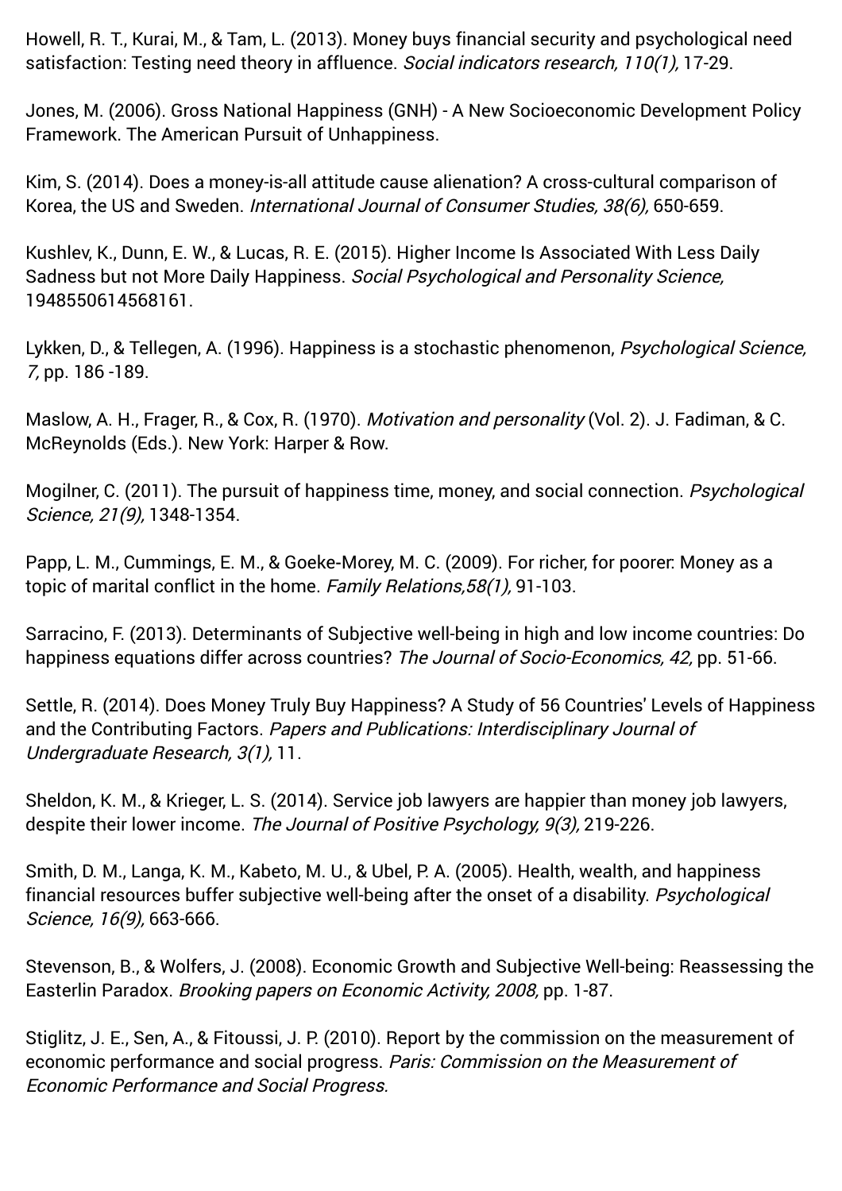Howell, R. T., Kurai, M., & Tam, L. (2013). Money buys financial security and psychological need satisfaction: Testing need theory in affluence. *Social indicators research, 110(1),* 17-29.

Jones, M. (2006). Gross National Happiness (GNH) - A New Socioeconomic Development Policy Framework. The American Pursuit of Unhappiness.

Kim, S. (2014). Does a money-is-all attitude cause alienation? A cross-cultural comparison of Korea, the US and Sweden. *International Journal of Consumer Studies, 38(6),* 650-659.

Kushlev, K., Dunn, E. W., & Lucas, R. E. (2015). Higher Income Is Associated With Less Daily Sadness but not More Daily Happiness. *Social Psychological and Personality Science,* 1948550614568161.

Lykken, D., & Tellegen, A. (1996). Happiness is a stochastic phenomenon, *Psychological Science, 7,* pp. 186 -189.

Maslow, A. H., Frager, R., & Cox, R. (1970). *Motivation and personality* (Vol. 2). J. Fadiman, & C. McReynolds (Eds.). New York: Harper & Row.

Mogilner, C. (2011). The pursuit of happiness time, money, and social connection. *Psychological Science, 21(9),* 1348-1354.

Papp, L. M., Cummings, E. M., & Goeke-Morey, M. C. (2009). For richer, for poorer: Money as a topic of marital conflict in the home. *Family Relations,58(1),* 91-103.

Sarracino, F. (2013). Determinants of Subjective well-being in high and low income countries: Do happiness equations differ across countries? *The Journal of Socio-Economics, 42,* pp. 51-66.

Settle, R. (2014). Does Money Truly Buy Happiness? A Study of 56 Countries' Levels of Happiness and the Contributing Factors. *Papers and Publications: Interdisciplinary Journal of Undergraduate Research, 3(1),* 11.

Sheldon, K. M., & Krieger, L. S. (2014). Service job lawyers are happier than money job lawyers, despite their lower income. *The Journal of Positive Psychology, 9(3),* 219-226.

Smith, D. M., Langa, K. M., Kabeto, M. U., & Ubel, P. A. (2005). Health, wealth, and happiness financial resources buffer subjective well-being after the onset of a disability. *Psychological Science, 16(9),* 663-666.

Stevenson, B., & Wolfers, J. (2008). Economic Growth and Subjective Well-being: Reassessing the Easterlin Paradox. *Brooking papers on Economic Activity, 2008,* pp. 1-87.

Stiglitz, J. E., Sen, A., & Fitoussi, J. P. (2010). Report by the commission on the measurement of economic performance and social progress. *Paris: Commission on the Measurement of Economic Performance and Social Progress.*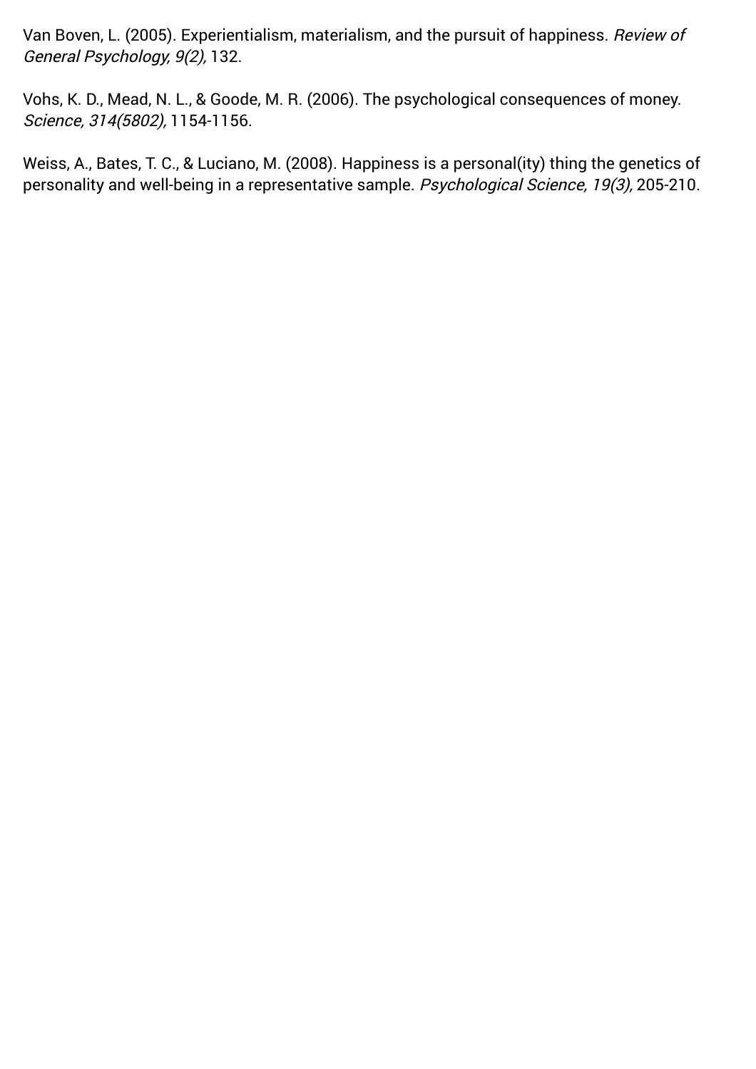Van Boven, L. (2005). Experientialism, materialism, and the pursuit of happiness. *Review of General Psychology, 9(2),* 132.

Vohs, K. D., Mead, N. L., & Goode, M. R. (2006). The psychological consequences of money. *Science, 314(5802),* 1154-1156.

Weiss, A., Bates, T. C., & Luciano, M. (2008). Happiness is a personal(ity) thing the genetics of personality and well-being in a representative sample. *Psychological Science, 19(3),* 205-210.